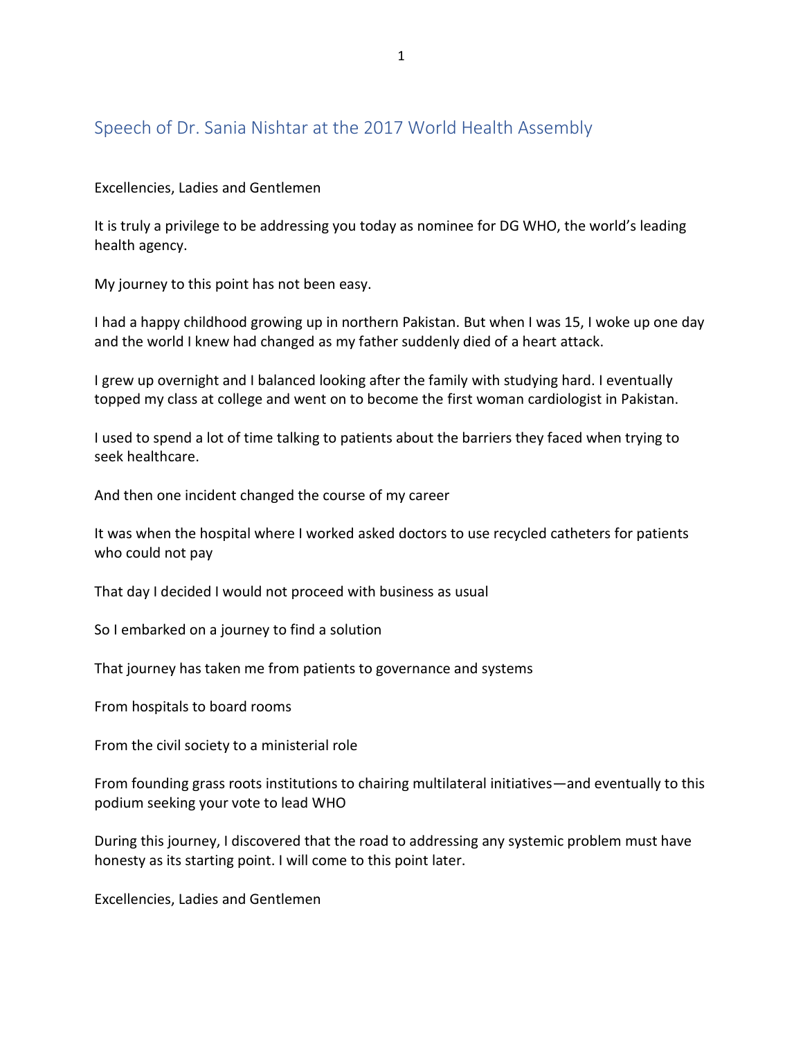# Speech of Dr. Sania Nishtar at the 2017 World Health Assembly

Excellencies, Ladies and Gentlemen

It is truly a privilege to be addressing you today as nominee for DG WHO, the world's leading health agency.

My journey to this point has not been easy.

I had a happy childhood growing up in northern Pakistan. But when I was 15, I woke up one day and the world I knew had changed as my father suddenly died of a heart attack.

I grew up overnight and I balanced looking after the family with studying hard. I eventually topped my class at college and went on to become the first woman cardiologist in Pakistan.

I used to spend a lot of time talking to patients about the barriers they faced when trying to seek healthcare.

And then one incident changed the course of my career

It was when the hospital where I worked asked doctors to use recycled catheters for patients who could not pay

That day I decided I would not proceed with business as usual

So I embarked on a journey to find a solution

That journey has taken me from patients to governance and systems

From hospitals to board rooms

From the civil society to a ministerial role

From founding grass roots institutions to chairing multilateral initiatives—and eventually to this podium seeking your vote to lead WHO

During this journey, I discovered that the road to addressing any systemic problem must have honesty as its starting point. I will come to this point later.

Excellencies, Ladies and Gentlemen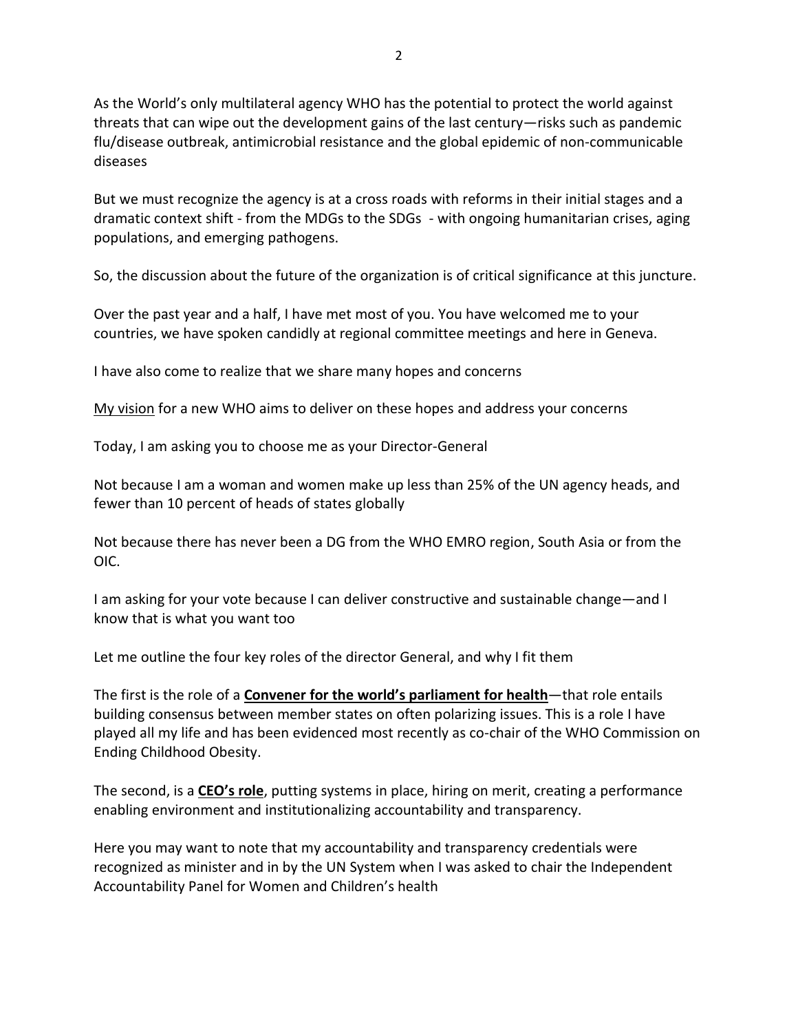As the World's only multilateral agency WHO has the potential to protect the world against threats that can wipe out the development gains of the last century—risks such as pandemic flu/disease outbreak, antimicrobial resistance and the global epidemic of non-communicable diseases

But we must recognize the agency is at a cross roads with reforms in their initial stages and a dramatic context shift - from the MDGs to the SDGs - with ongoing humanitarian crises, aging populations, and emerging pathogens.

So, the discussion about the future of the organization is of critical significance at this juncture.

Over the past year and a half, I have met most of you. You have welcomed me to your countries, we have spoken candidly at regional committee meetings and here in Geneva.

I have also come to realize that we share many hopes and concerns

<u>My vision</u> for a new WHO aims to deliver on these hopes and address your concerns

Today, I am asking you to choose me as your Director-General

Not because I am a woman and women make up less than 25% of the UN agency heads, and fewer than 10 percent of heads of states globally

Not because there has never been a DG from the WHO EMRO region, South Asia or from the OIC.

I am asking for your vote because I can deliver constructive and sustainable change—and I know that is what you want too

Let me outline the four key roles of the director General, and why I fit them

The first is the role of a **<u>Convener for the world's parliament for health</u>**—that role entails building consensus between member states on often polarizing issues. This is a role I have played all my life and has been evidenced most recently as co-chair of the WHO Commission on Ending Childhood Obesity.

The second, is a **<u>CEO's role</u>**, putting systems in place, hiring on merit, creating a performance enabling environment and institutionalizing accountability and transparency.

Here you may want to note that my accountability and transparency credentials were recognized as minister and in by the UN System when I was asked to chair the Independent Accountability Panel for Women and Children's health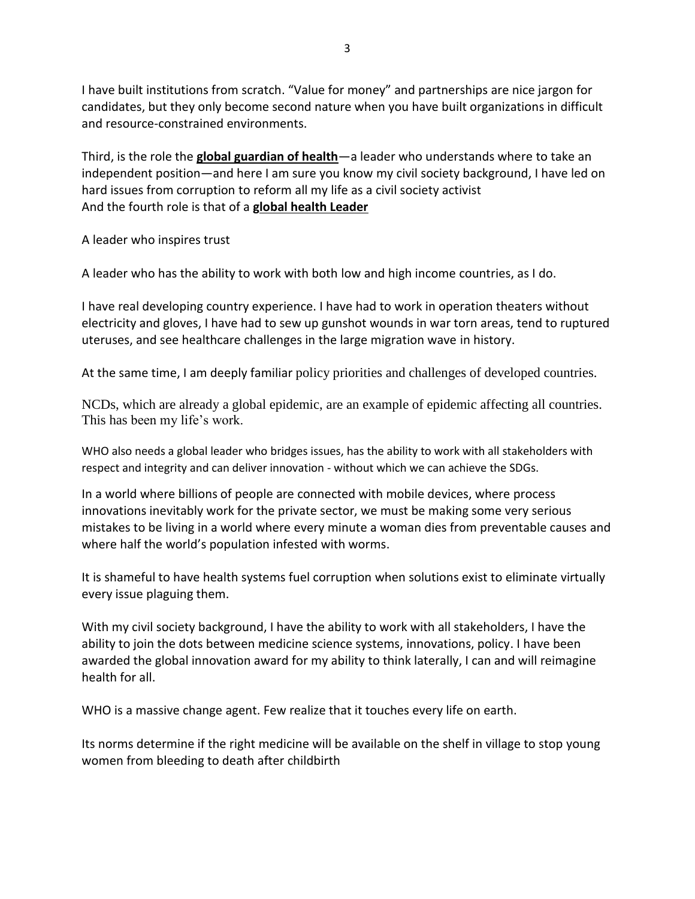I have built institutions from scratch. "Value for money" and partnerships are nice jargon for candidates, but they only become second nature when you have built organizations in difficult and resource-constrained environments.

Third, is the role the **global guardian of health**—a leader who understands where to take an independent position—and here I am sure you know my civil society background, I have led on hard issues from corruption to reform all my life as a civil society activist
And the fourth role is that of a **global health Leader**

A leader who inspires trust

A leader who has the ability to work with both low and high income countries, as I do.

I have real developing country experience. I have had to work in operation theaters without electricity and gloves, I have had to sew up gunshot wounds in war torn areas, tend to ruptured uteruses, and see healthcare challenges in the large migration wave in history.

At the same time, I am deeply familiar policy priorities and challenges of developed countries.

NCDs, which are already a global epidemic, are an example of epidemic affecting all countries. This has been my life's work.

WHO also needs a global leader who bridges issues, has the ability to work with all stakeholders with respect and integrity and can deliver innovation - without which we can achieve the SDGs.

In a world where billions of people are connected with mobile devices, where process innovations inevitably work for the private sector, we must be making some very serious mistakes to be living in a world where every minute a woman dies from preventable causes and where half the world's population infested with worms.

It is shameful to have health systems fuel corruption when solutions exist to eliminate virtually every issue plaguing them.

With my civil society background, I have the ability to work with all stakeholders, I have the ability to join the dots between medicine science systems, innovations, policy. I have been awarded the global innovation award for my ability to think laterally, I can and will reimagine health for all.

WHO is a massive change agent. Few realize that it touches every life on earth.

Its norms determine if the right medicine will be available on the shelf in village to stop young women from bleeding to death after childbirth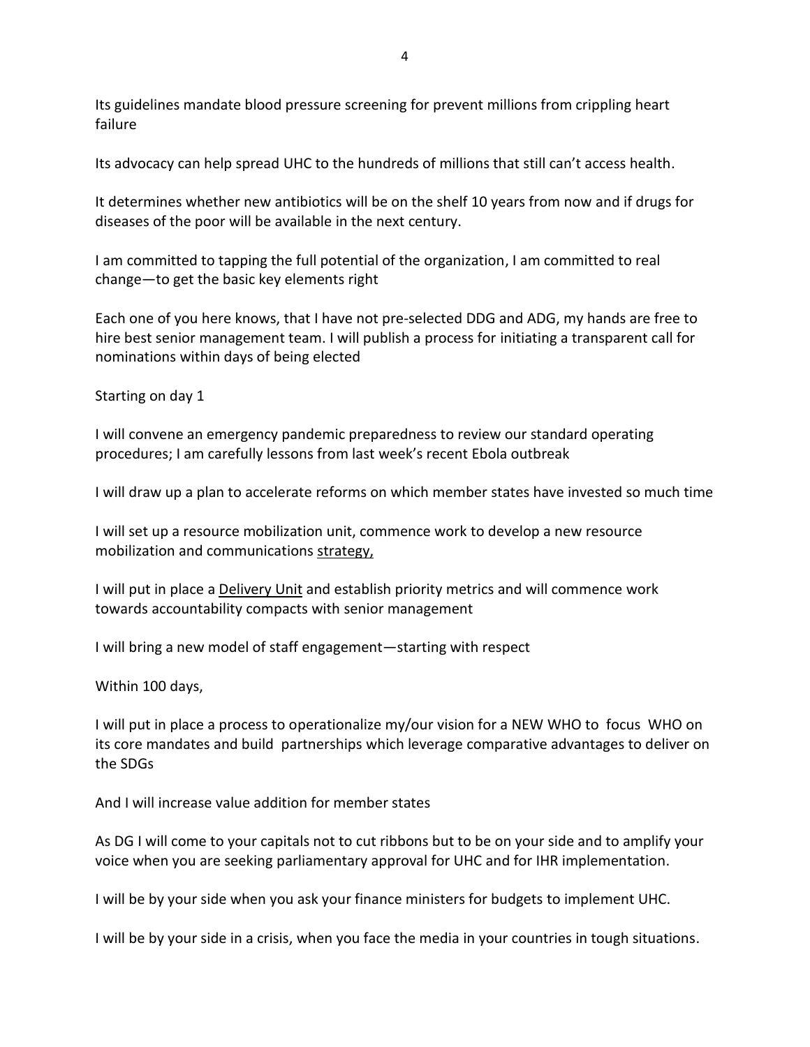Its guidelines mandate blood pressure screening for prevent millions from crippling heart failure

Its advocacy can help spread UHC to the hundreds of millions that still can't access health.

It determines whether new antibiotics will be on the shelf 10 years from now and if drugs for diseases of the poor will be available in the next century.

I am committed to tapping the full potential of the organization, I am committed to real change—to get the basic key elements right

Each one of you here knows, that I have not pre-selected DDG and ADG, my hands are free to hire best senior management team. I will publish a process for initiating a transparent call for nominations within days of being elected

Starting on day 1

I will convene an emergency pandemic preparedness to review our standard operating procedures; I am carefully lessons from last week's recent Ebola outbreak

I will draw up a plan to accelerate reforms on which member states have invested so much time

I will set up a resource mobilization unit, commence work to develop a new resource mobilization and communications <u>strategy,</u>

I will put in place a <u>Delivery Unit</u> and establish priority metrics and will commence work towards accountability compacts with senior management

I will bring a new model of staff engagement—starting with respect

Within 100 days,

I will put in place a process to operationalize my/our vision for a NEW WHO to focus WHO on its core mandates and build partnerships which leverage comparative advantages to deliver on the SDGs

And I will increase value addition for member states

As DG I will come to your capitals not to cut ribbons but to be on your side and to amplify your voice when you are seeking parliamentary approval for UHC and for IHR implementation.

I will be by your side when you ask your finance ministers for budgets to implement UHC.

I will be by your side in a crisis, when you face the media in your countries in tough situations.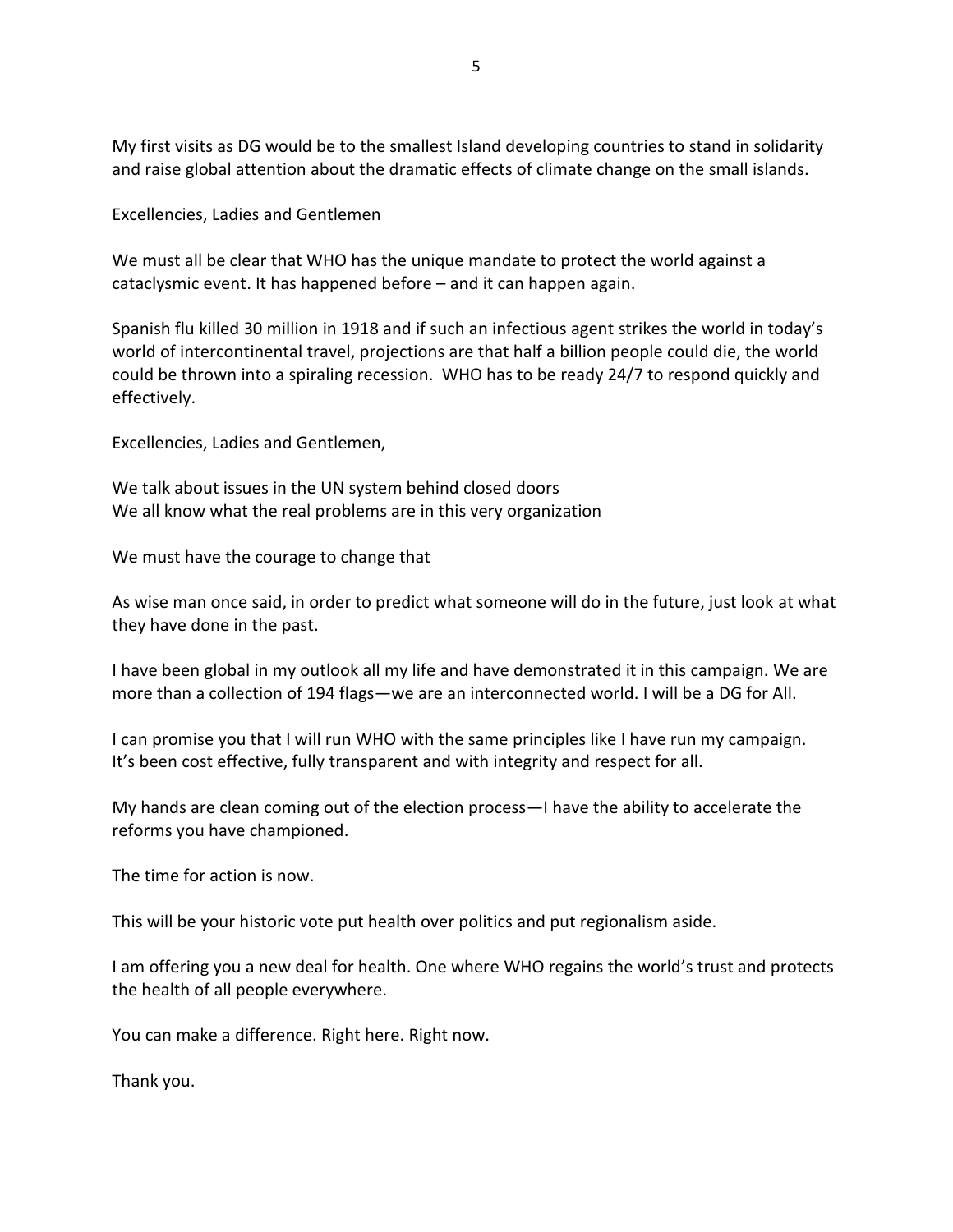My first visits as DG would be to the smallest Island developing countries to stand in solidarity and raise global attention about the dramatic effects of climate change on the small islands.

Excellencies, Ladies and Gentlemen

We must all be clear that WHO has the unique mandate to protect the world against a cataclysmic event. It has happened before – and it can happen again.

Spanish flu killed 30 million in 1918 and if such an infectious agent strikes the world in today's world of intercontinental travel, projections are that half a billion people could die, the world could be thrown into a spiraling recession. WHO has to be ready 24/7 to respond quickly and effectively.

Excellencies, Ladies and Gentlemen,

We talk about issues in the UN system behind closed doors
We all know what the real problems are in this very organization

We must have the courage to change that

As wise man once said, in order to predict what someone will do in the future, just look at what they have done in the past.

I have been global in my outlook all my life and have demonstrated it in this campaign. We are more than a collection of 194 flags—we are an interconnected world. I will be a DG for All.

I can promise you that I will run WHO with the same principles like I have run my campaign. It's been cost effective, fully transparent and with integrity and respect for all.

My hands are clean coming out of the election process—I have the ability to accelerate the reforms you have championed.

The time for action is now.

This will be your historic vote put health over politics and put regionalism aside.

I am offering you a new deal for health. One where WHO regains the world's trust and protects the health of all people everywhere.

You can make a difference. Right here. Right now.

Thank you.